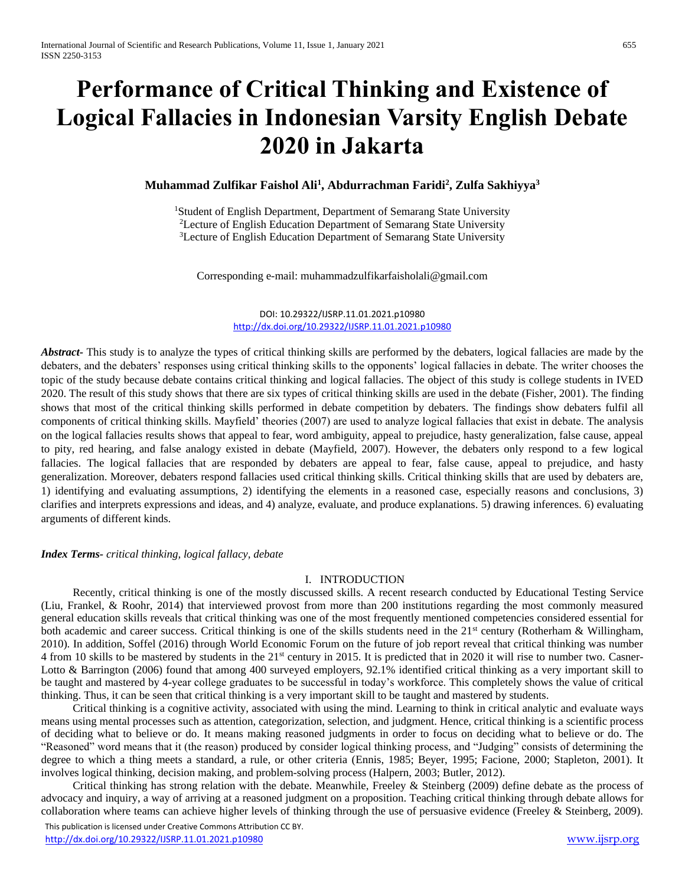# Performance of Critical Thinking and Existence of Logical Fallacies in Indonesian Varsity English Debate 2020 in Jakarta

**Muhammad Zulfikar Faishol Ali[1], Abdurrachman Faridi[2], Zulfa Sakhiyya[3]**

[1]Student of English Department, Department of Semarang State University
[2]Lecture of English Education Department of Semarang State University
[3]Lecture of English Education Department of Semarang State University

Corresponding e-mail: muhammadzulfikarfaisholali@gmail.com

DOI: 10.29322/IJSRP.11.01.2021.p10980
http://dx.doi.org/10.29322/IJSRP.11.01.2021.p10980

***Abstract-*** This study is to analyze the types of critical thinking skills are performed by the debaters, logical fallacies are made by the debaters, and the debaters' responses using critical thinking skills to the opponents' logical fallacies in debate. The writer chooses the topic of the study because debate contains critical thinking and logical fallacies. The object of this study is college students in IVED 2020. The result of this study shows that there are six types of critical thinking skills are used in the debate (Fisher, 2001). The finding shows that most of the critical thinking skills performed in debate competition by debaters. The findings show debaters fulfil all components of critical thinking skills. Mayfield' theories (2007) are used to analyze logical fallacies that exist in debate. The analysis on the logical fallacies results shows that appeal to fear, word ambiguity, appeal to prejudice, hasty generalization, false cause, appeal to pity, red hearing, and false analogy existed in debate (Mayfield, 2007). However, the debaters only respond to a few logical fallacies. The logical fallacies that are responded by debaters are appeal to fear, false cause, appeal to prejudice, and hasty generalization. Moreover, debaters respond fallacies used critical thinking skills. Critical thinking skills that are used by debaters are, 1) identifying and evaluating assumptions, 2) identifying the elements in a reasoned case, especially reasons and conclusions, 3) clarifies and interprets expressions and ideas, and 4) analyze, evaluate, and produce explanations. 5) drawing inferences. 6) evaluating arguments of different kinds.

***Index Terms-*** *critical thinking, logical fallacy, debate*

## I. INTRODUCTION

Recently, critical thinking is one of the mostly discussed skills. A recent research conducted by Educational Testing Service (Liu, Frankel, & Roohr, 2014) that interviewed provost from more than 200 institutions regarding the most commonly measured general education skills reveals that critical thinking was one of the most frequently mentioned competencies considered essential for both academic and career success. Critical thinking is one of the skills students need in the 21st century (Rotherham & Willingham, 2010). In addition, Soffel (2016) through World Economic Forum on the future of job report reveal that critical thinking was number 4 from 10 skills to be mastered by students in the 21st century in 2015. It is predicted that in 2020 it will rise to number two. Casner-Lotto & Barrington (2006) found that among 400 surveyed employers, 92.1% identified critical thinking as a very important skill to be taught and mastered by 4-year college graduates to be successful in today's workforce. This completely shows the value of critical thinking. Thus, it can be seen that critical thinking is a very important skill to be taught and mastered by students.

Critical thinking is a cognitive activity, associated with using the mind. Learning to think in critical analytic and evaluate ways means using mental processes such as attention, categorization, selection, and judgment. Hence, critical thinking is a scientific process of deciding what to believe or do. It means making reasoned judgments in order to focus on deciding what to believe or do. The "Reasoned" word means that it (the reason) produced by consider logical thinking process, and "Judging" consists of determining the degree to which a thing meets a standard, a rule, or other criteria (Ennis, 1985; Beyer, 1995; Facione, 2000; Stapleton, 2001). It involves logical thinking, decision making, and problem-solving process (Halpern, 2003; Butler, 2012).

Critical thinking has strong relation with the debate. Meanwhile, Freeley & Steinberg (2009) define debate as the process of advocacy and inquiry, a way of arriving at a reasoned judgment on a proposition. Teaching critical thinking through debate allows for collaboration where teams can achieve higher levels of thinking through the use of persuasive evidence (Freeley & Steinberg, 2009).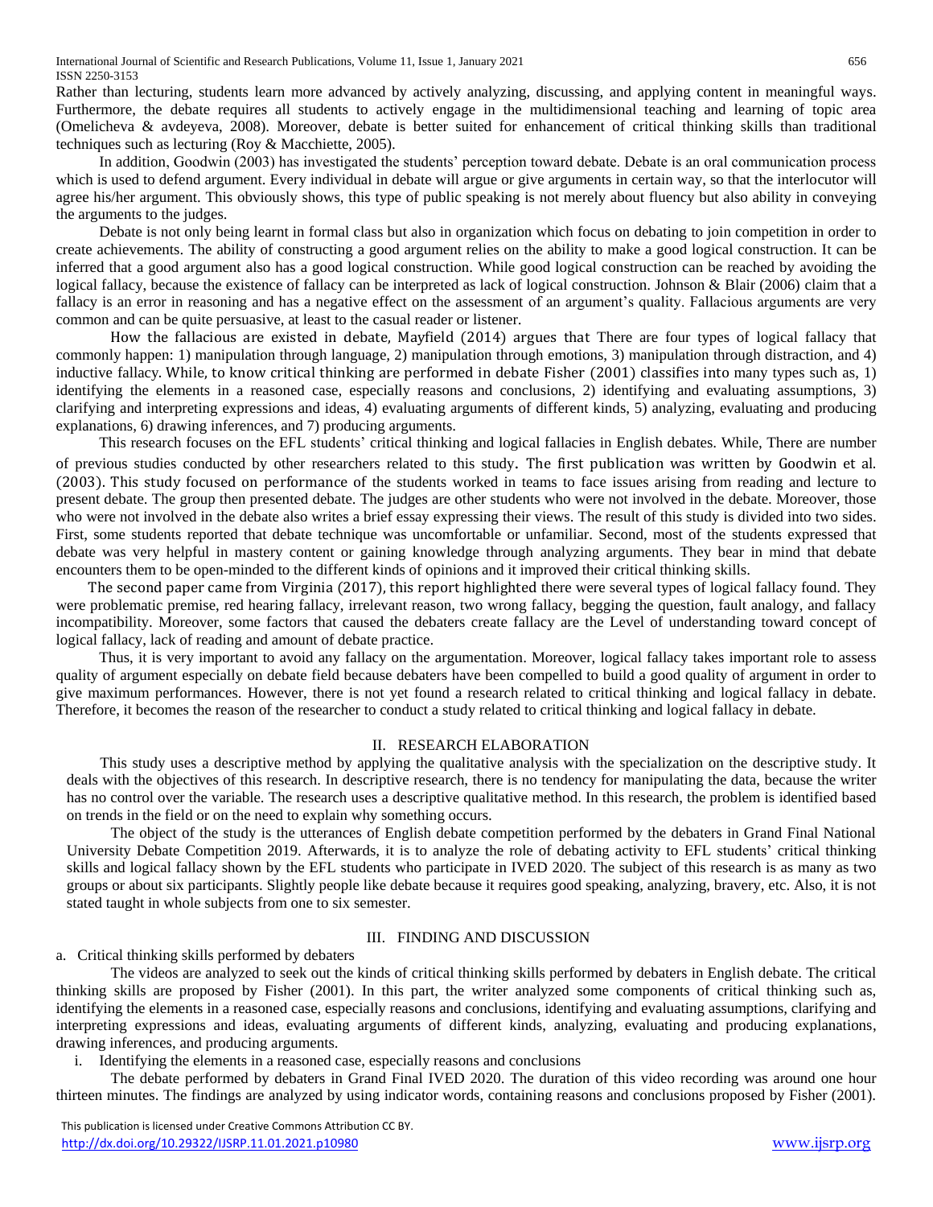Rather than lecturing, students learn more advanced by actively analyzing, discussing, and applying content in meaningful ways. Furthermore, the debate requires all students to actively engage in the multidimensional teaching and learning of topic area (Omelicheva & avdeyeva, 2008). Moreover, debate is better suited for enhancement of critical thinking skills than traditional techniques such as lecturing (Roy & Macchiette, 2005).

In addition, Goodwin (2003) has investigated the students' perception toward debate. Debate is an oral communication process which is used to defend argument. Every individual in debate will argue or give arguments in certain way, so that the interlocutor will agree his/her argument. This obviously shows, this type of public speaking is not merely about fluency but also ability in conveying the arguments to the judges.

Debate is not only being learnt in formal class but also in organization which focus on debating to join competition in order to create achievements. The ability of constructing a good argument relies on the ability to make a good logical construction. It can be inferred that a good argument also has a good logical construction. While good logical construction can be reached by avoiding the logical fallacy, because the existence of fallacy can be interpreted as lack of logical construction. Johnson & Blair (2006) claim that a fallacy is an error in reasoning and has a negative effect on the assessment of an argument's quality. Fallacious arguments are very common and can be quite persuasive, at least to the casual reader or listener.

How the fallacious are existed in debate, Mayfield (2014) argues that There are four types of logical fallacy that commonly happen: 1) manipulation through language, 2) manipulation through emotions, 3) manipulation through distraction, and 4) inductive fallacy. While, to know critical thinking are performed in debate Fisher (2001) classifies into many types such as, 1) identifying the elements in a reasoned case, especially reasons and conclusions, 2) identifying and evaluating assumptions, 3) clarifying and interpreting expressions and ideas, 4) evaluating arguments of different kinds, 5) analyzing, evaluating and producing explanations, 6) drawing inferences, and 7) producing arguments.

This research focuses on the EFL students' critical thinking and logical fallacies in English debates. While, There are number of previous studies conducted by other researchers related to this study. The first publication was written by Goodwin et al. (2003). This study focused on performance of the students worked in teams to face issues arising from reading and lecture to present debate. The group then presented debate. The judges are other students who were not involved in the debate. Moreover, those who were not involved in the debate also writes a brief essay expressing their views. The result of this study is divided into two sides. First, some students reported that debate technique was uncomfortable or unfamiliar. Second, most of the students expressed that debate was very helpful in mastery content or gaining knowledge through analyzing arguments. They bear in mind that debate encounters them to be open-minded to the different kinds of opinions and it improved their critical thinking skills.

The second paper came from Virginia (2017), this report highlighted there were several types of logical fallacy found. They were problematic premise, red hearing fallacy, irrelevant reason, two wrong fallacy, begging the question, fault analogy, and fallacy incompatibility. Moreover, some factors that caused the debaters create fallacy are the Level of understanding toward concept of logical fallacy, lack of reading and amount of debate practice.

Thus, it is very important to avoid any fallacy on the argumentation. Moreover, logical fallacy takes important role to assess quality of argument especially on debate field because debaters have been compelled to build a good quality of argument in order to give maximum performances. However, there is not yet found a research related to critical thinking and logical fallacy in debate. Therefore, it becomes the reason of the researcher to conduct a study related to critical thinking and logical fallacy in debate.

## II. RESEARCH ELABORATION

This study uses a descriptive method by applying the qualitative analysis with the specialization on the descriptive study. It deals with the objectives of this research. In descriptive research, there is no tendency for manipulating the data, because the writer has no control over the variable. The research uses a descriptive qualitative method. In this research, the problem is identified based on trends in the field or on the need to explain why something occurs.

The object of the study is the utterances of English debate competition performed by the debaters in Grand Final National University Debate Competition 2019. Afterwards, it is to analyze the role of debating activity to EFL students' critical thinking skills and logical fallacy shown by the EFL students who participate in IVED 2020. The subject of this research is as many as two groups or about six participants. Slightly people like debate because it requires good speaking, analyzing, bravery, etc. Also, it is not stated taught in whole subjects from one to six semester.

## III. FINDING AND DISCUSSION

a. Critical thinking skills performed by debaters

The videos are analyzed to seek out the kinds of critical thinking skills performed by debaters in English debate. The critical thinking skills are proposed by Fisher (2001). In this part, the writer analyzed some components of critical thinking such as, identifying the elements in a reasoned case, especially reasons and conclusions, identifying and evaluating assumptions, clarifying and interpreting expressions and ideas, evaluating arguments of different kinds, analyzing, evaluating and producing explanations, drawing inferences, and producing arguments.

i. Identifying the elements in a reasoned case, especially reasons and conclusions

The debate performed by debaters in Grand Final IVED 2020. The duration of this video recording was around one hour thirteen minutes. The findings are analyzed by using indicator words, containing reasons and conclusions proposed by Fisher (2001).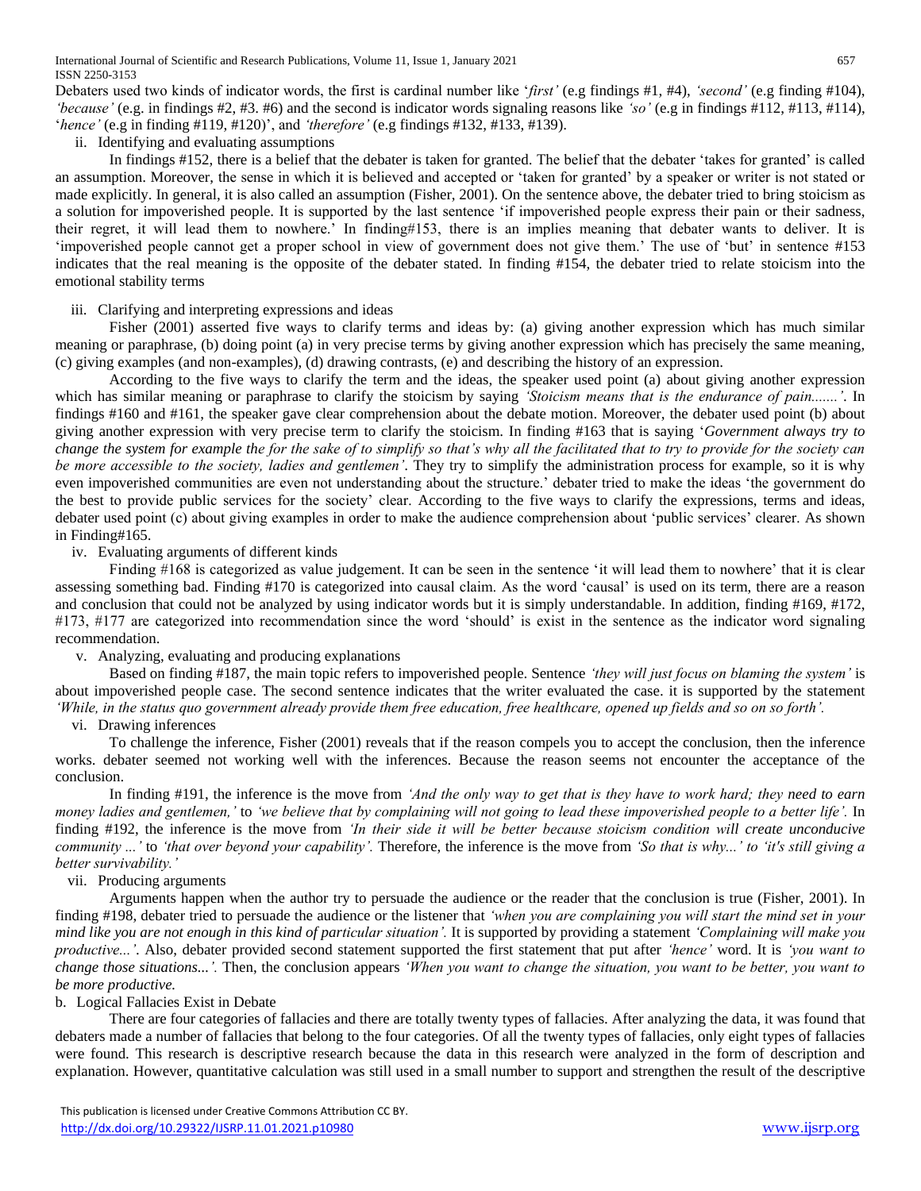Debaters used two kinds of indicator words, the first is cardinal number like '*first*' (e.g findings #1, #4), *'second'* (e.g finding #104), *'because'* (e.g. in findings #2, #3. #6) and the second is indicator words signaling reasons like *'so'* (e.g in findings #112, #113, #114), '*hence'* (e.g in finding #119, #120)', and *'therefore'* (e.g findings #132, #133, #139).

ii. Identifying and evaluating assumptions

In findings #152, there is a belief that the debater is taken for granted. The belief that the debater 'takes for granted' is called an assumption. Moreover, the sense in which it is believed and accepted or 'taken for granted' by a speaker or writer is not stated or made explicitly. In general, it is also called an assumption (Fisher, 2001). On the sentence above, the debater tried to bring stoicism as a solution for impoverished people. It is supported by the last sentence 'if impoverished people express their pain or their sadness, their regret, it will lead them to nowhere.' In finding#153, there is an implies meaning that debater wants to deliver. It is 'impoverished people cannot get a proper school in view of government does not give them.' The use of 'but' in sentence #153 indicates that the real meaning is the opposite of the debater stated. In finding #154, the debater tried to relate stoicism into the emotional stability terms

iii. Clarifying and interpreting expressions and ideas

Fisher (2001) asserted five ways to clarify terms and ideas by: (a) giving another expression which has much similar meaning or paraphrase, (b) doing point (a) in very precise terms by giving another expression which has precisely the same meaning, (c) giving examples (and non-examples), (d) drawing contrasts, (e) and describing the history of an expression.

According to the five ways to clarify the term and the ideas, the speaker used point (a) about giving another expression which has similar meaning or paraphrase to clarify the stoicism by saying *'Stoicism means that is the endurance of pain.......'*. In findings #160 and #161, the speaker gave clear comprehension about the debate motion. Moreover, the debater used point (b) about giving another expression with very precise term to clarify the stoicism. In finding #163 that is saying '*Government always try to change the system for example the for the sake of to simplify so that's why all the facilitated that to try to provide for the society can be more accessible to the society, ladies and gentlemen'*. They try to simplify the administration process for example, so it is why even impoverished communities are even not understanding about the structure.' debater tried to make the ideas 'the government do the best to provide public services for the society' clear. According to the five ways to clarify the expressions, terms and ideas, debater used point (c) about giving examples in order to make the audience comprehension about 'public services' clearer. As shown in Finding#165.

iv. Evaluating arguments of different kinds

Finding #168 is categorized as value judgement. It can be seen in the sentence 'it will lead them to nowhere' that it is clear assessing something bad. Finding #170 is categorized into causal claim. As the word 'causal' is used on its term, there are a reason and conclusion that could not be analyzed by using indicator words but it is simply understandable. In addition, finding #169, #172, #173, #177 are categorized into recommendation since the word 'should' is exist in the sentence as the indicator word signaling recommendation.

v. Analyzing, evaluating and producing explanations

Based on finding #187, the main topic refers to impoverished people. Sentence *'they will just focus on blaming the system'* is about impoverished people case. The second sentence indicates that the writer evaluated the case. it is supported by the statement *'While, in the status quo government already provide them free education, free healthcare, opened up fields and so on so forth'.*

vi. Drawing inferences

To challenge the inference, Fisher (2001) reveals that if the reason compels you to accept the conclusion, then the inference works. debater seemed not working well with the inferences. Because the reason seems not encounter the acceptance of the conclusion.

In finding #191, the inference is the move from *'And the only way to get that is they have to work hard; they need to earn money ladies and gentlemen,'* to *'we believe that by complaining will not going to lead these impoverished people to a better life'.* In finding #192, the inference is the move from *'In their side it will be better because stoicism condition will create unconducive community ...'* to *'that over beyond your capability'.* Therefore, the inference is the move from *'So that is why...'* to *'it's still giving a better survivability.'*

vii. Producing arguments

Arguments happen when the author try to persuade the audience or the reader that the conclusion is true (Fisher, 2001). In finding #198, debater tried to persuade the audience or the listener that *'when you are complaining you will start the mind set in your mind like you are not enough in this kind of particular situation'.* It is supported by providing a statement *'Complaining will make you productive...'*. Also, debater provided second statement supported the first statement that put after *'hence'* word. It is *'you want to change those situations...'.* Then, the conclusion appears *'When you want to change the situation, you want to be better, you want to be more productive.*

b. Logical Fallacies Exist in Debate

There are four categories of fallacies and there are totally twenty types of fallacies. After analyzing the data, it was found that debaters made a number of fallacies that belong to the four categories. Of all the twenty types of fallacies, only eight types of fallacies were found. This research is descriptive research because the data in this research were analyzed in the form of description and explanation. However, quantitative calculation was still used in a small number to support and strengthen the result of the descriptive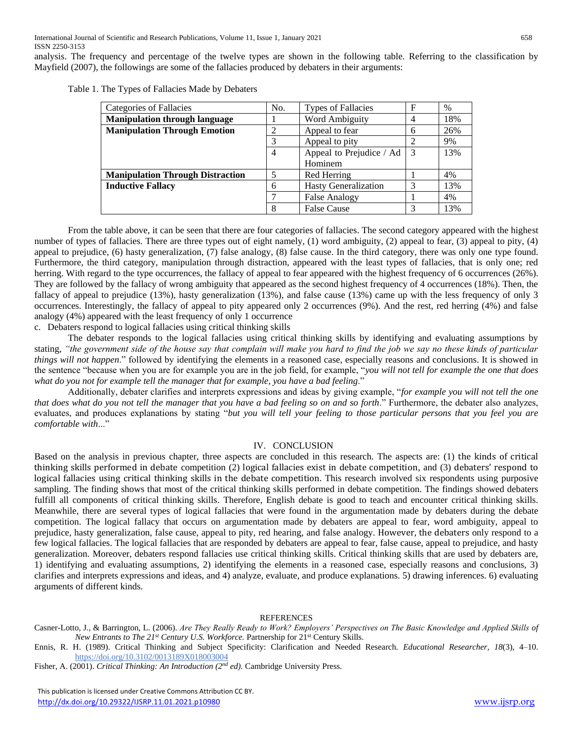analysis. The frequency and percentage of the twelve types are shown in the following table. Referring to the classification by Mayfield (2007), the followings are some of the fallacies produced by debaters in their arguments:

Table 1. The Types of Fallacies Made by Debaters

| Categories of Fallacies | No. | Types of Fallacies | F | % |
|---|---|---|---|---|
| **Manipulation through language** | 1 | Word Ambiguity | 4 | 18% |
| **Manipulation Through Emotion** | 2 | Appeal to fear | 6 | 26% |
| | 3 | Appeal to pity | 2 | 9% |
| | 4 | Appeal to Prejudice / Ad Hominem | 3 | 13% |
| **Manipulation Through Distraction** | 5 | Red Herring | 1 | 4% |
| **Inductive Fallacy** | 6 | Hasty Generalization | 3 | 13% |
| | 7 | False Analogy | 1 | 4% |
| | 8 | False Cause | 3 | 13% |

From the table above, it can be seen that there are four categories of fallacies. The second category appeared with the highest number of types of fallacies. There are three types out of eight namely, (1) word ambiguity, (2) appeal to fear, (3) appeal to pity, (4) appeal to prejudice, (6) hasty generalization, (7) false analogy, (8) false cause. In the third category, there was only one type found. Furthermore, the third category, manipulation through distraction, appeared with the least types of fallacies, that is only one; red herring. With regard to the type occurrences, the fallacy of appeal to fear appeared with the highest frequency of 6 occurrences (26%). They are followed by the fallacy of wrong ambiguity that appeared as the second highest frequency of 4 occurrences (18%). Then, the fallacy of appeal to prejudice (13%), hasty generalization (13%), and false cause (13%) came up with the less frequency of only 3 occurrences. Interestingly, the fallacy of appeal to pity appeared only 2 occurrences (9%). And the rest, red herring (4%) and false analogy (4%) appeared with the least frequency of only 1 occurrence

c. Debaters respond to logical fallacies using critical thinking skills

The debater responds to the logical fallacies using critical thinking skills by identifying and evaluating assumptions by stating, *"the government side of the house say that complain will make you hard to find the job we say no these kinds of particular things will not happen*." followed by identifying the elements in a reasoned case, especially reasons and conclusions. It is showed in the sentence "because when you are for example you are in the job field, for example, "*you will not tell for example the one that does what do you not for example tell the manager that for example, you have a bad feeling*."

Additionally, debater clarifies and interprets expressions and ideas by giving example, "*for example you will not tell the one that does what do you not tell the manager that you have a bad feeling so on and so forth*." Furthermore, the debater also analyzes, evaluates, and produces explanations by stating "*but you will tell your feeling to those particular persons that you feel you are comfortable with...*"

## IV. CONCLUSION

Based on the analysis in previous chapter, three aspects are concluded in this research. The aspects are: (1) the kinds of critical thinking skills performed in debate competition (2) logical fallacies exist in debate competition, and (3) debaters' respond to logical fallacies using critical thinking skills in the debate competition. This research involved six respondents using purposive sampling. The finding shows that most of the critical thinking skills performed in debate competition. The findings showed debaters fulfill all components of critical thinking skills. Therefore, English debate is good to teach and encounter critical thinking skills. Meanwhile, there are several types of logical fallacies that were found in the argumentation made by debaters during the debate competition. The logical fallacy that occurs on argumentation made by debaters are appeal to fear, word ambiguity, appeal to prejudice, hasty generalization, false cause, appeal to pity, red hearing, and false analogy. However, the debaters only respond to a few logical fallacies. The logical fallacies that are responded by debaters are appeal to fear, false cause, appeal to prejudice, and hasty generalization. Moreover, debaters respond fallacies use critical thinking skills. Critical thinking skills that are used by debaters are, 1) identifying and evaluating assumptions, 2) identifying the elements in a reasoned case, especially reasons and conclusions, 3) clarifies and interprets expressions and ideas, and 4) analyze, evaluate, and produce explanations. 5) drawing inferences. 6) evaluating arguments of different kinds.

## REFERENCES

Casner-Lotto, J., & Barrington, L. (2006). *Are They Really Ready to Work? Employers' Perspectives on The Basic Knowledge and Applied Skills of New Entrants to The 21st Century U.S. Workforce.* Partnership for 21st Century Skills.

Ennis, R. H. (1989). Critical Thinking and Subject Specificity: Clarification and Needed Research. *Educational Researcher*, *18*(3), 4–10. https://doi.org/10.3102/0013189X018003004

Fisher, A. (2001). *Critical Thinking: An Introduction (2nd ed).* Cambridge University Press.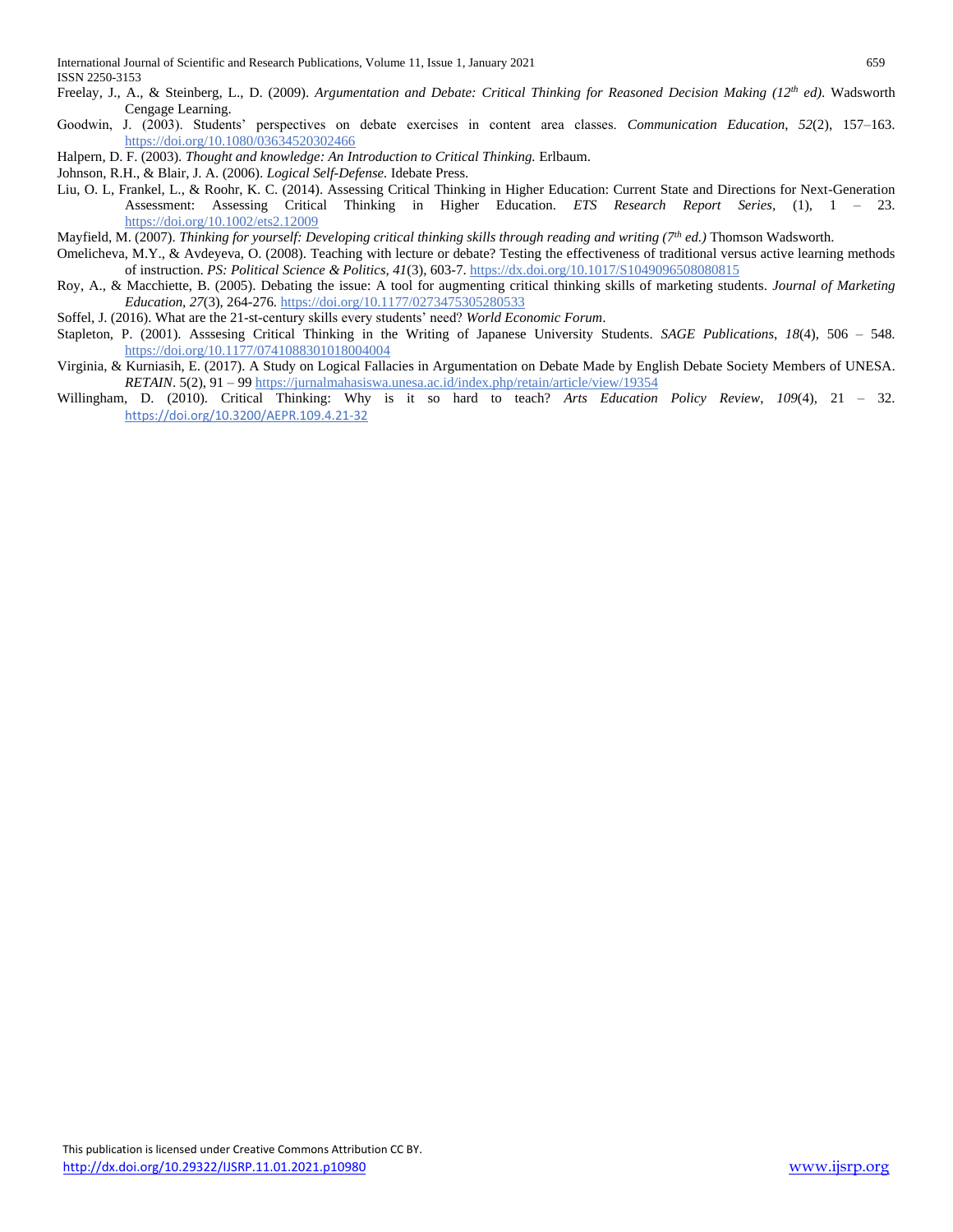Freelay, J., A., & Steinberg, L., D. (2009). *Argumentation and Debate: Critical Thinking for Reasoned Decision Making (12th ed)*. Wadsworth Cengage Learning.

Goodwin, J. (2003). Students' perspectives on debate exercises in content area classes. *Communication Education*, *52*(2), 157–163. https://doi.org/10.1080/03634520302466

Halpern, D. F. (2003). *Thought and knowledge: An Introduction to Critical Thinking.* Erlbaum.

Johnson, R.H., & Blair, J. A. (2006). *Logical Self-Defense.* Idebate Press.

Liu, O. L, Frankel, L., & Roohr, K. C. (2014). Assessing Critical Thinking in Higher Education: Current State and Directions for Next-Generation Assessment: Assessing Critical Thinking in Higher Education. *ETS Research Report Series*, (1), 1 – 23. https://doi.org/10.1002/ets2.12009

Mayfield, M. (2007). *Thinking for yourself: Developing critical thinking skills through reading and writing (7th ed.)* Thomson Wadsworth.

Omelicheva, M.Y., & Avdeyeva, O. (2008). Teaching with lecture or debate? Testing the effectiveness of traditional versus active learning methods of instruction. *PS: Political Science & Politics*, *41*(3), 603-7. https://dx.doi.org/10.1017/S1049096508080815

Roy, A., & Macchiette, B. (2005). Debating the issue: A tool for augmenting critical thinking skills of marketing students. *Journal of Marketing Education*, *27*(3), 264-276. https://doi.org/10.1177/0273475305280533

Soffel, J. (2016). What are the 21-st-century skills every students' need? *World Economic Forum*.

Stapleton, P. (2001). Asssesing Critical Thinking in the Writing of Japanese University Students. *SAGE Publications*, *18*(4), 506 – 548. https://doi.org/10.1177/0741088301018004004

Virginia, & Kurniasih, E. (2017). A Study on Logical Fallacies in Argumentation on Debate Made by English Debate Society Members of UNESA. *RETAIN*. 5(2), 91 – 99 https://jurnalmahasiswa.unesa.ac.id/index.php/retain/article/view/19354

Willingham, D. (2010). Critical Thinking: Why is it so hard to teach? *Arts Education Policy Review*, *109*(4), 21 – 32. https://doi.org/10.3200/AEPR.109.4.21-32